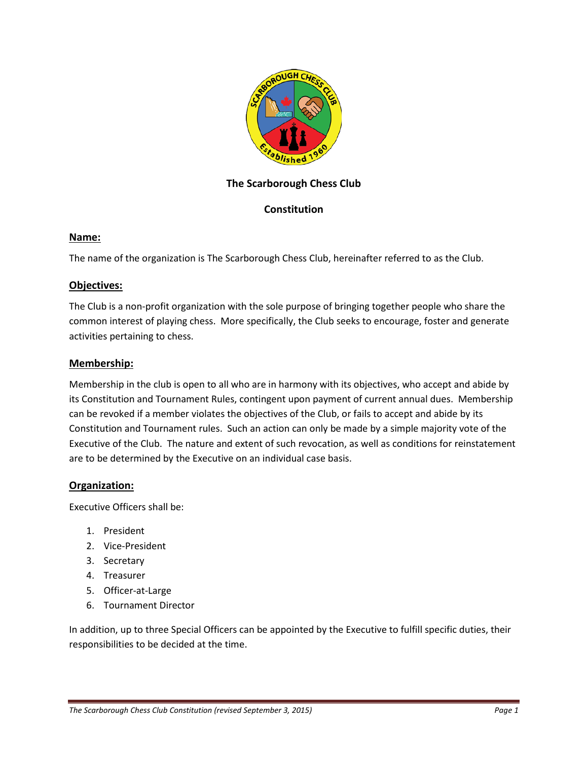**The Scarborough Chess Club**

**Constitution**

## Name:

The name of the organization is The Scarborough Chess Club, hereinafter referred to as the Club.

## Objectives:

The Club is a non-profit organization with the sole purpose of bringing together people who share the common interest of playing chess. More specifically, the Club seeks to encourage, foster and generate activities pertaining to chess.

## Membership:

Membership in the club is open to all who are in harmony with its objectives, who accept and abide by its Constitution and Tournament Rules, contingent upon payment of current annual dues. Membership can be revoked if a member violates the objectives of the Club, or fails to accept and abide by its Constitution and Tournament rules. Such an action can only be made by a simple majority vote of the Executive of the Club. The nature and extent of such revocation, as well as conditions for reinstatement are to be determined by the Executive on an individual case basis.

## Organization:

Executive Officers shall be:

1. President
2. Vice-President
3. Secretary
4. Treasurer
5. Officer-at-Large
6. Tournament Director

In addition, up to three Special Officers can be appointed by the Executive to fulfill specific duties, their responsibilities to be decided at the time.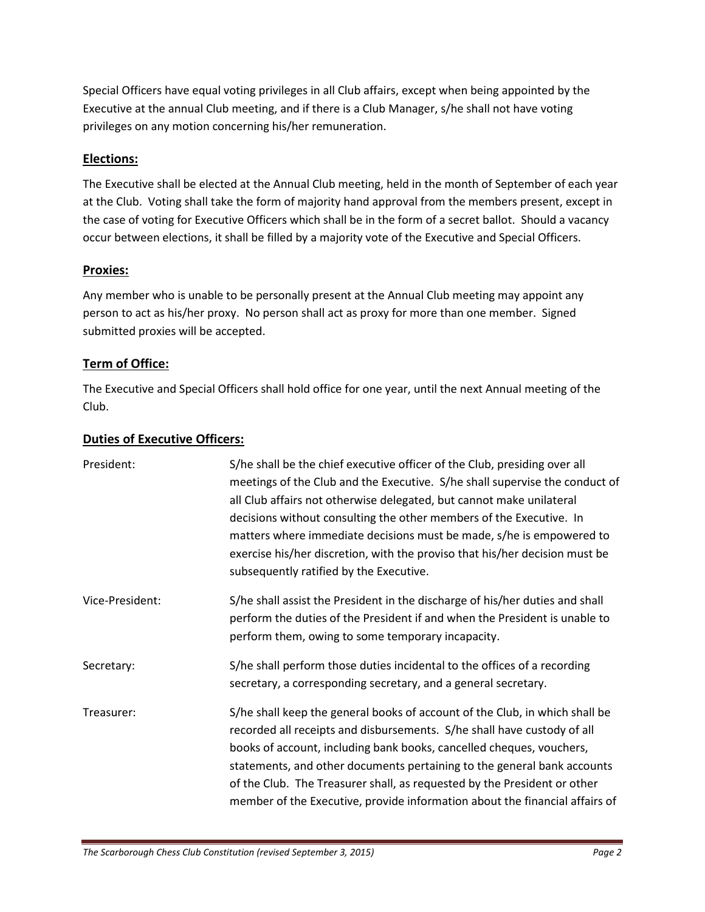Special Officers have equal voting privileges in all Club affairs, except when being appointed by the Executive at the annual Club meeting, and if there is a Club Manager, s/he shall not have voting privileges on any motion concerning his/her remuneration.

## Elections:

The Executive shall be elected at the Annual Club meeting, held in the month of September of each year at the Club. Voting shall take the form of majority hand approval from the members present, except in the case of voting for Executive Officers which shall be in the form of a secret ballot. Should a vacancy occur between elections, it shall be filled by a majority vote of the Executive and Special Officers.

## Proxies:

Any member who is unable to be personally present at the Annual Club meeting may appoint any person to act as his/her proxy. No person shall act as proxy for more than one member. Signed submitted proxies will be accepted.

## Term of Office:

The Executive and Special Officers shall hold office for one year, until the next Annual meeting of the Club.

## Duties of Executive Officers:

President: S/he shall be the chief executive officer of the Club, presiding over all meetings of the Club and the Executive. S/he shall supervise the conduct of all Club affairs not otherwise delegated, but cannot make unilateral decisions without consulting the other members of the Executive. In matters where immediate decisions must be made, s/he is empowered to exercise his/her discretion, with the proviso that his/her decision must be subsequently ratified by the Executive.

Vice-President: S/he shall assist the President in the discharge of his/her duties and shall perform the duties of the President if and when the President is unable to perform them, owing to some temporary incapacity.

Secretary: S/he shall perform those duties incidental to the offices of a recording secretary, a corresponding secretary, and a general secretary.

Treasurer: S/he shall keep the general books of account of the Club, in which shall be recorded all receipts and disbursements. S/he shall have custody of all books of account, including bank books, cancelled cheques, vouchers, statements, and other documents pertaining to the general bank accounts of the Club. The Treasurer shall, as requested by the President or other member of the Executive, provide information about the financial affairs of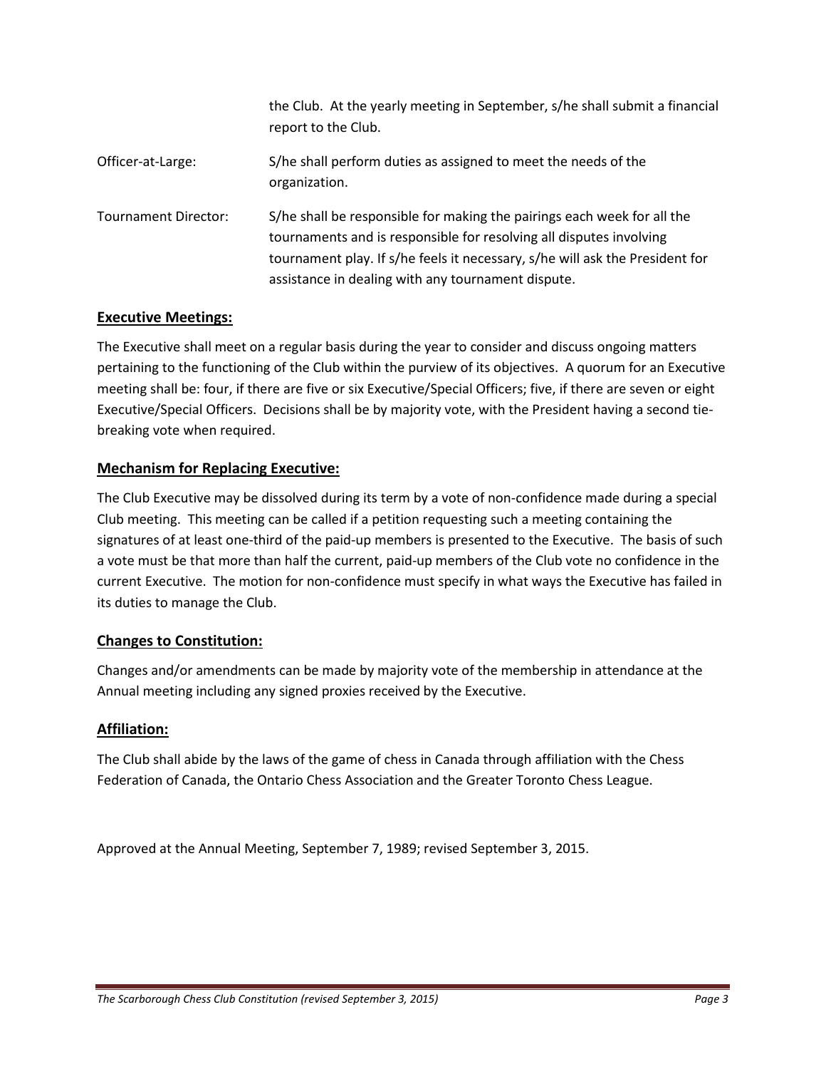the Club. At the yearly meeting in September, s/he shall submit a financial report to the Club.

Officer-at-Large: S/he shall perform duties as assigned to meet the needs of the organization.

Tournament Director: S/he shall be responsible for making the pairings each week for all the tournaments and is responsible for resolving all disputes involving tournament play. If s/he feels it necessary, s/he will ask the President for assistance in dealing with any tournament dispute.

## Executive Meetings:

The Executive shall meet on a regular basis during the year to consider and discuss ongoing matters pertaining to the functioning of the Club within the purview of its objectives. A quorum for an Executive meeting shall be: four, if there are five or six Executive/Special Officers; five, if there are seven or eight Executive/Special Officers. Decisions shall be by majority vote, with the President having a second tie-breaking vote when required.

## Mechanism for Replacing Executive:

The Club Executive may be dissolved during its term by a vote of non-confidence made during a special Club meeting. This meeting can be called if a petition requesting such a meeting containing the signatures of at least one-third of the paid-up members is presented to the Executive. The basis of such a vote must be that more than half the current, paid-up members of the Club vote no confidence in the current Executive. The motion for non-confidence must specify in what ways the Executive has failed in its duties to manage the Club.

## Changes to Constitution:

Changes and/or amendments can be made by majority vote of the membership in attendance at the Annual meeting including any signed proxies received by the Executive.

## Affiliation:

The Club shall abide by the laws of the game of chess in Canada through affiliation with the Chess Federation of Canada, the Ontario Chess Association and the Greater Toronto Chess League.

Approved at the Annual Meeting, September 7, 1989; revised September 3, 2015.